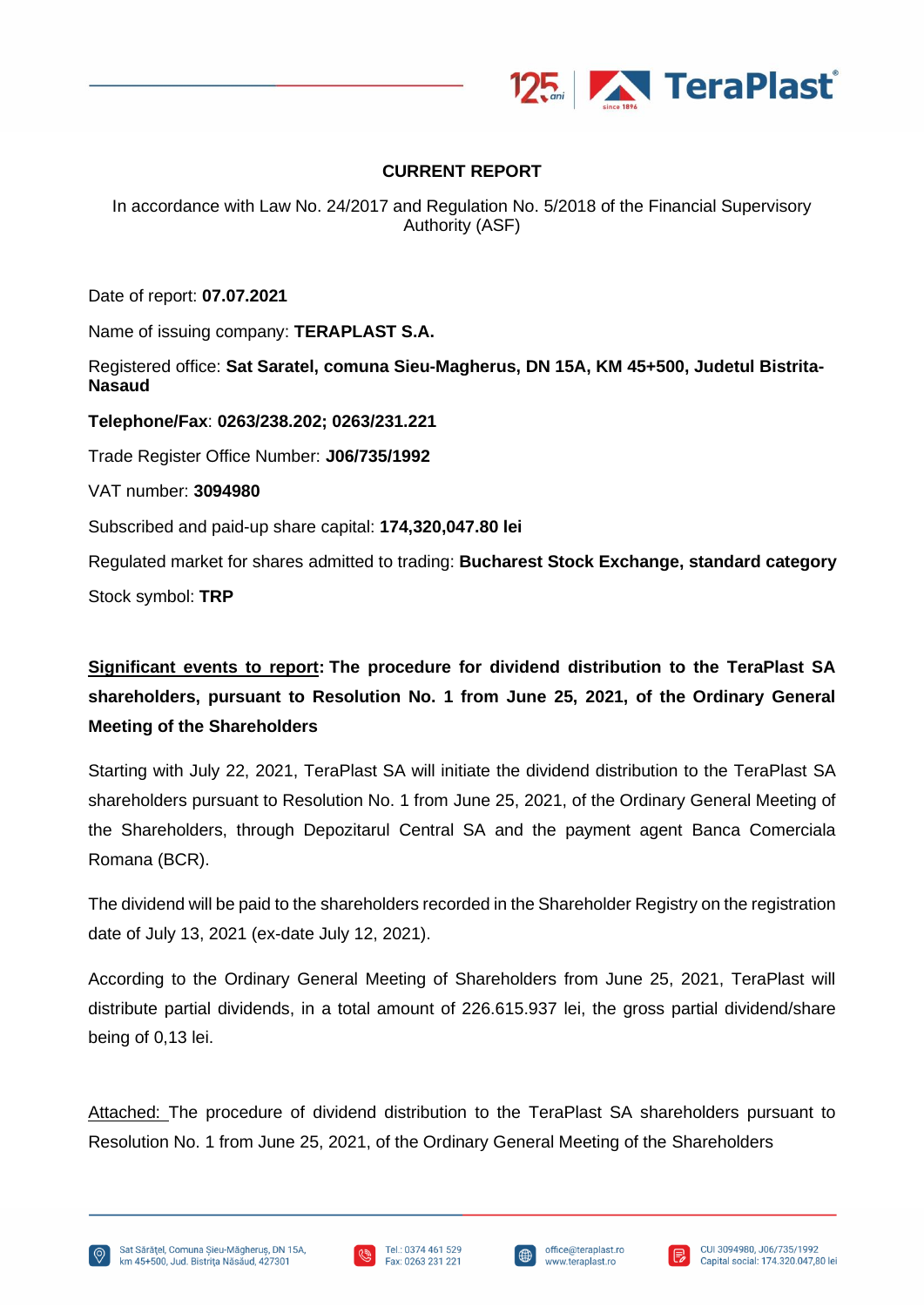# CURRENT REPORT

In accordance with Law No. 24/2017 and Regulation No. 5/2018 of the Financial Supervisory Authority (ASF)

Date of report: **07.07.2021**

Name of issuing company: **TERAPLAST S.A.**

Registered office: **Sat Saratel, comuna Sieu-Magherus, DN 15A, KM 45+500, Judetul Bistrita-Nasaud**

**Telephone/Fax**: **0263/238.202; 0263/231.221**

Trade Register Office Number: **J06/735/1992**

VAT number: **3094980**

Subscribed and paid-up share capital: **174,320,047.80 lei**

Regulated market for shares admitted to trading: **Bucharest Stock Exchange, standard category**

Stock symbol: **TRP**

**Significant events to report: The procedure for dividend distribution to the TeraPlast SA shareholders, pursuant to Resolution No. 1 from June 25, 2021, of the Ordinary General Meeting of the Shareholders**

Starting with July 22, 2021, TeraPlast SA will initiate the dividend distribution to the TeraPlast SA shareholders pursuant to Resolution No. 1 from June 25, 2021, of the Ordinary General Meeting of the Shareholders, through Depozitarul Central SA and the payment agent Banca Comerciala Romana (BCR).

The dividend will be paid to the shareholders recorded in the Shareholder Registry on the registration date of July 13, 2021 (ex-date July 12, 2021).

According to the Ordinary General Meeting of Shareholders from June 25, 2021, TeraPlast will distribute partial dividends, in a total amount of 226.615.937 lei, the gross partial dividend/share being of 0,13 lei.

Attached: The procedure of dividend distribution to the TeraPlast SA shareholders pursuant to Resolution No. 1 from June 25, 2021, of the Ordinary General Meeting of the Shareholders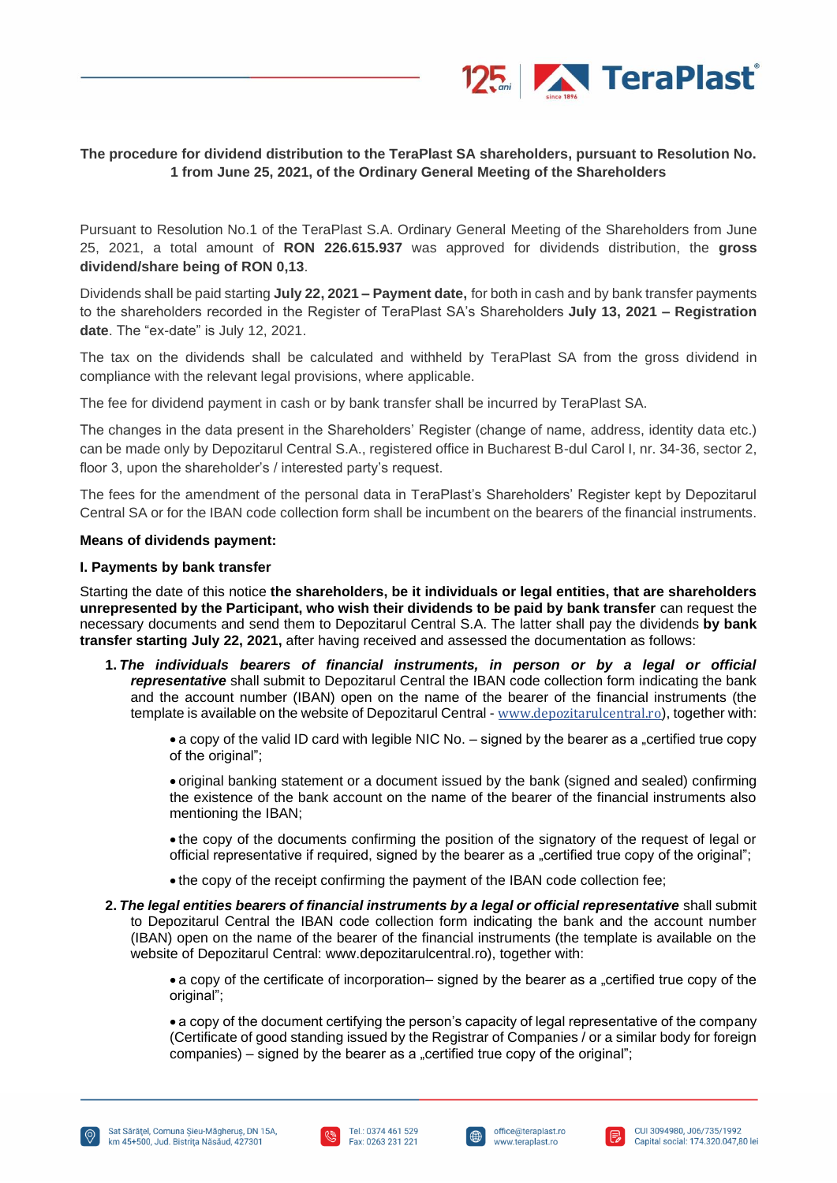**The procedure for dividend distribution to the TeraPlast SA shareholders, pursuant to Resolution No. 1 from June 25, 2021, of the Ordinary General Meeting of the Shareholders**

Pursuant to Resolution No.1 of the TeraPlast S.A. Ordinary General Meeting of the Shareholders from June 25, 2021, a total amount of **RON 226.615.937** was approved for dividends distribution, the **gross dividend/share being of RON 0,13**.

Dividends shall be paid starting **July 22, 2021 – Payment date,** for both in cash and by bank transfer payments to the shareholders recorded in the Register of TeraPlast SA's Shareholders **July 13, 2021 – Registration date**. The "ex-date" is July 12, 2021.

The tax on the dividends shall be calculated and withheld by TeraPlast SA from the gross dividend in compliance with the relevant legal provisions, where applicable.

The fee for dividend payment in cash or by bank transfer shall be incurred by TeraPlast SA.

The changes in the data present in the Shareholders' Register (change of name, address, identity data etc.) can be made only by Depozitarul Central S.A., registered office in Bucharest B-dul Carol I, nr. 34-36, sector 2, floor 3, upon the shareholder's / interested party's request.

The fees for the amendment of the personal data in TeraPlast's Shareholders' Register kept by Depozitarul Central SA or for the IBAN code collection form shall be incumbent on the bearers of the financial instruments.

**Means of dividends payment:**

**I. Payments by bank transfer**

Starting the date of this notice **the shareholders, be it individuals or legal entities, that are shareholders unrepresented by the Participant, who wish their dividends to be paid by bank transfer** can request the necessary documents and send them to Depozitarul Central S.A. The latter shall pay the dividends **by bank transfer starting July 22, 2021,** after having received and assessed the documentation as follows:

1. ***The individuals bearers of financial instruments, in person or by a legal or official representative*** shall submit to Depozitarul Central the IBAN code collection form indicating the bank and the account number (IBAN) open on the name of the bearer of the financial instruments (the template is available on the website of Depozitarul Central - www.depozitarulcentral.ro), together with:

   - a copy of the valid ID card with legible NIC No. – signed by the bearer as a „certified true copy of the original";
   - original banking statement or a document issued by the bank (signed and sealed) confirming the existence of the bank account on the name of the bearer of the financial instruments also mentioning the IBAN;
   - the copy of the documents confirming the position of the signatory of the request of legal or official representative if required, signed by the bearer as a „certified true copy of the original";
   - the copy of the receipt confirming the payment of the IBAN code collection fee;

2. ***The legal entities bearers of financial instruments by a legal or official representative*** shall submit to Depozitarul Central the IBAN code collection form indicating the bank and the account number (IBAN) open on the name of the bearer of the financial instruments (the template is available on the website of Depozitarul Central: www.depozitarulcentral.ro), together with:

   - a copy of the certificate of incorporation– signed by the bearer as a „certified true copy of the original";
   - a copy of the document certifying the person's capacity of legal representative of the company (Certificate of good standing issued by the Registrar of Companies / or a similar body for foreign companies) – signed by the bearer as a „certified true copy of the original";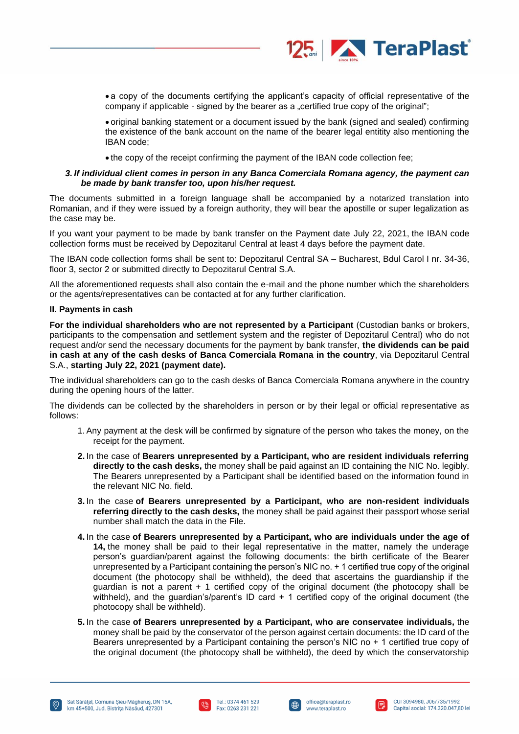- a copy of the documents certifying the applicant's capacity of official representative of the company if applicable - signed by the bearer as a „certified true copy of the original";
- original banking statement or a document issued by the bank (signed and sealed) confirming the existence of the bank account on the name of the bearer legal entitity also mentioning the IBAN code;
- the copy of the receipt confirming the payment of the IBAN code collection fee;

***3. If individual client comes in person in any Banca Comerciala Romana agency, the payment can be made by bank transfer too, upon his/her request.***

The documents submitted in a foreign language shall be accompanied by a notarized translation into Romanian, and if they were issued by a foreign authority, they will bear the apostille or super legalization as the case may be.

If you want your payment to be made by bank transfer on the Payment date July 22, 2021, the IBAN code collection forms must be received by Depozitarul Central at least 4 days before the payment date.

The IBAN code collection forms shall be sent to: Depozitarul Central SA – Bucharest, Bdul Carol I nr. 34-36, floor 3, sector 2 or submitted directly to Depozitarul Central S.A.

All the aforementioned requests shall also contain the e-mail and the phone number which the shareholders or the agents/representatives can be contacted at for any further clarification.

**II. Payments in cash**

**For the individual shareholders who are not represented by a Participant** (Custodian banks or brokers, participants to the compensation and settlement system and the register of Depozitarul Central) who do not request and/or send the necessary documents for the payment by bank transfer, **the dividends can be paid in cash at any of the cash desks of Banca Comerciala Romana in the country**, via Depozitarul Central S.A., **starting July 22, 2021 (payment date).**

The individual shareholders can go to the cash desks of Banca Comerciala Romana anywhere in the country during the opening hours of the latter.

The dividends can be collected by the shareholders in person or by their legal or official representative as follows:

1. Any payment at the desk will be confirmed by signature of the person who takes the money, on the receipt for the payment.
2. In the case of **Bearers unrepresented by a Participant, who are resident individuals referring directly to the cash desks,** the money shall be paid against an ID containing the NIC No. legibly. The Bearers unrepresented by a Participant shall be identified based on the information found in the relevant NIC No. field.
3. In the case **of Bearers unrepresented by a Participant, who are non-resident individuals referring directly to the cash desks,** the money shall be paid against their passport whose serial number shall match the data in the File.
4. In the case **of Bearers unrepresented by a Participant, who are individuals under the age of 14,** the money shall be paid to their legal representative in the matter, namely the underage person's guardian/parent against the following documents: the birth certificate of the Bearer unrepresented by a Participant containing the person's NIC no. + 1 certified true copy of the original document (the photocopy shall be withheld), the deed that ascertains the guardianship if the guardian is not a parent + 1 certified copy of the original document (the photocopy shall be withheld), and the guardian's/parent's ID card + 1 certified copy of the original document (the photocopy shall be withheld).
5. In the case **of Bearers unrepresented by a Participant, who are conservatee individuals,** the money shall be paid by the conservator of the person against certain documents: the ID card of the Bearers unrepresented by a Participant containing the person's NIC no + 1 certified true copy of the original document (the photocopy shall be withheld), the deed by which the conservatorship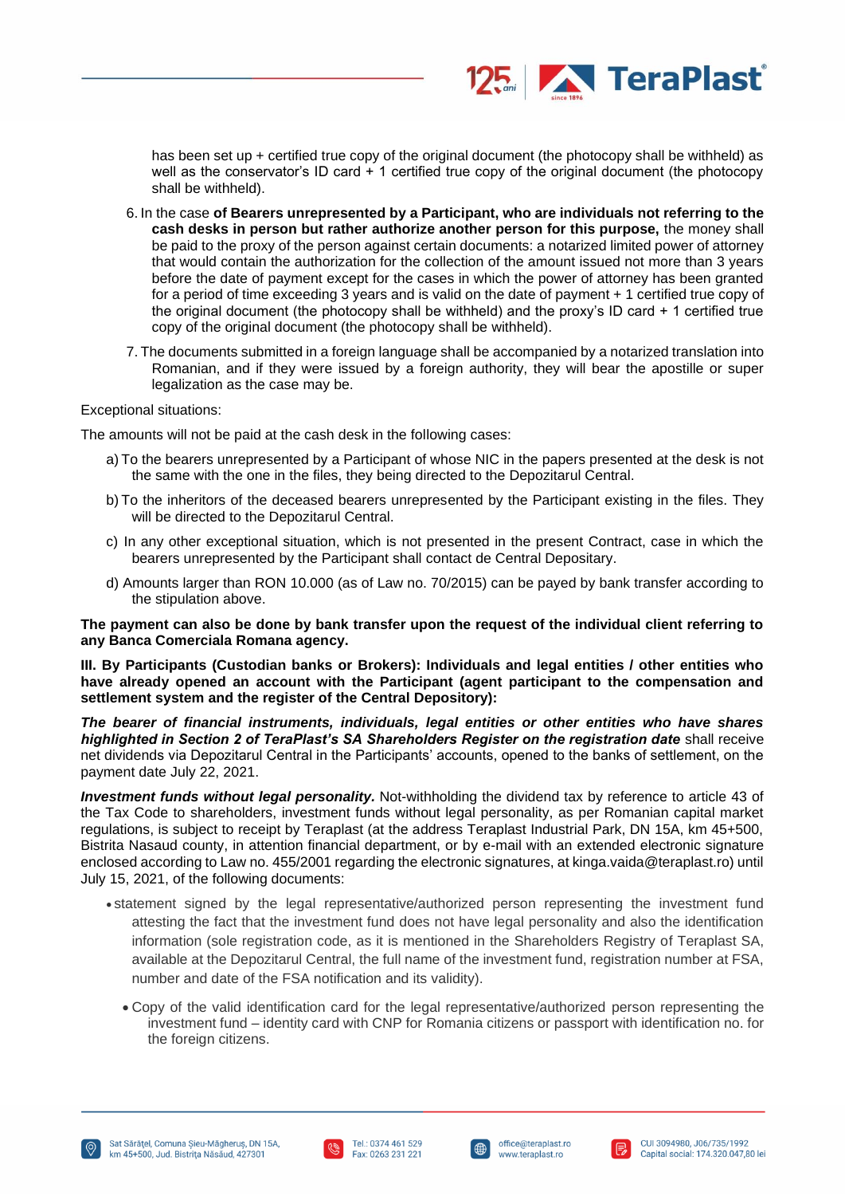has been set up + certified true copy of the original document (the photocopy shall be withheld) as well as the conservator's ID card + 1 certified true copy of the original document (the photocopy shall be withheld).

6. In the case **of Bearers unrepresented by a Participant, who are individuals not referring to the cash desks in person but rather authorize another person for this purpose,** the money shall be paid to the proxy of the person against certain documents: a notarized limited power of attorney that would contain the authorization for the collection of the amount issued not more than 3 years before the date of payment except for the cases in which the power of attorney has been granted for a period of time exceeding 3 years and is valid on the date of payment + 1 certified true copy of the original document (the photocopy shall be withheld) and the proxy's ID card + 1 certified true copy of the original document (the photocopy shall be withheld).
7. The documents submitted in a foreign language shall be accompanied by a notarized translation into Romanian, and if they were issued by a foreign authority, they will bear the apostille or super legalization as the case may be.

Exceptional situations:

The amounts will not be paid at the cash desk in the following cases:

a) To the bearers unrepresented by a Participant of whose NIC in the papers presented at the desk is not the same with the one in the files, they being directed to the Depozitarul Central.

b) To the inheritors of the deceased bearers unrepresented by the Participant existing in the files. They will be directed to the Depozitarul Central.

c) In any other exceptional situation, which is not presented in the present Contract, case in which the bearers unrepresented by the Participant shall contact de Central Depositary.

d) Amounts larger than RON 10.000 (as of Law no. 70/2015) can be payed by bank transfer according to the stipulation above.

**The payment can also be done by bank transfer upon the request of the individual client referring to any Banca Comerciala Romana agency.**

**III. By Participants (Custodian banks or Brokers): Individuals and legal entities / other entities who have already opened an account with the Participant (agent participant to the compensation and settlement system and the register of the Central Depository):**

***The bearer of financial instruments, individuals, legal entities or other entities who have shares highlighted in Section 2 of TeraPlast's SA Shareholders Register on the registration date*** shall receive net dividends via Depozitarul Central in the Participants' accounts, opened to the banks of settlement, on the payment date July 22, 2021.

***Investment funds without legal personality.*** Not-withholding the dividend tax by reference to article 43 of the Tax Code to shareholders, investment funds without legal personality, as per Romanian capital market regulations, is subject to receipt by Teraplast (at the address Teraplast Industrial Park, DN 15A, km 45+500, Bistrita Nasaud county, in attention financial department, or by e-mail with an extended electronic signature enclosed according to Law no. 455/2001 regarding the electronic signatures, at kinga.vaida@teraplast.ro) until July 15, 2021, of the following documents:

- statement signed by the legal representative/authorized person representing the investment fund attesting the fact that the investment fund does not have legal personality and also the identification information (sole registration code, as it is mentioned in the Shareholders Registry of Teraplast SA, available at the Depozitarul Central, the full name of the investment fund, registration number at FSA, number and date of the FSA notification and its validity).
- Copy of the valid identification card for the legal representative/authorized person representing the investment fund – identity card with CNP for Romania citizens or passport with identification no. for the foreign citizens.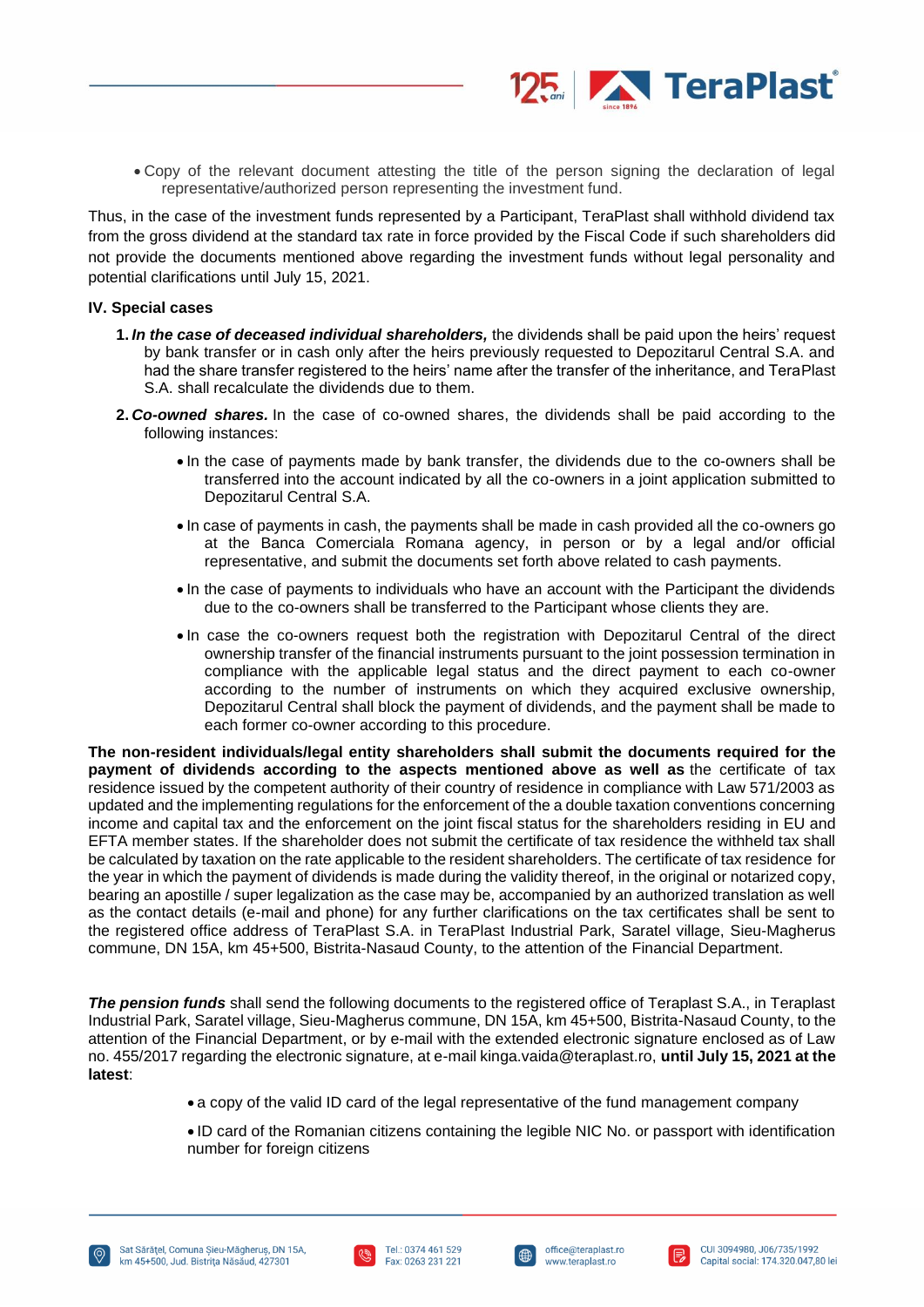- Copy of the relevant document attesting the title of the person signing the declaration of legal representative/authorized person representing the investment fund.

Thus, in the case of the investment funds represented by a Participant, TeraPlast shall withhold dividend tax from the gross dividend at the standard tax rate in force provided by the Fiscal Code if such shareholders did not provide the documents mentioned above regarding the investment funds without legal personality and potential clarifications until July 15, 2021.

**IV. Special cases**

1. ***In the case of deceased individual shareholders,*** the dividends shall be paid upon the heirs' request by bank transfer or in cash only after the heirs previously requested to Depozitarul Central S.A. and had the share transfer registered to the heirs' name after the transfer of the inheritance, and TeraPlast S.A. shall recalculate the dividends due to them.
2. ***Co-owned shares.*** In the case of co-owned shares, the dividends shall be paid according to the following instances:
   - In the case of payments made by bank transfer, the dividends due to the co-owners shall be transferred into the account indicated by all the co-owners in a joint application submitted to Depozitarul Central S.A.
   - In case of payments in cash, the payments shall be made in cash provided all the co-owners go at the Banca Comerciala Romana agency, in person or by a legal and/or official representative, and submit the documents set forth above related to cash payments.
   - In the case of payments to individuals who have an account with the Participant the dividends due to the co-owners shall be transferred to the Participant whose clients they are.
   - In case the co-owners request both the registration with Depozitarul Central of the direct ownership transfer of the financial instruments pursuant to the joint possession termination in compliance with the applicable legal status and the direct payment to each co-owner according to the number of instruments on which they acquired exclusive ownership, Depozitarul Central shall block the payment of dividends, and the payment shall be made to each former co-owner according to this procedure.

**The non-resident individuals/legal entity shareholders shall submit the documents required for the payment of dividends according to the aspects mentioned above as well as** the certificate of tax residence issued by the competent authority of their country of residence in compliance with Law 571/2003 as updated and the implementing regulations for the enforcement of the a double taxation conventions concerning income and capital tax and the enforcement on the joint fiscal status for the shareholders residing in EU and EFTA member states. If the shareholder does not submit the certificate of tax residence the withheld tax shall be calculated by taxation on the rate applicable to the resident shareholders. The certificate of tax residence for the year in which the payment of dividends is made during the validity thereof, in the original or notarized copy, bearing an apostille / super legalization as the case may be, accompanied by an authorized translation as well as the contact details (e-mail and phone) for any further clarifications on the tax certificates shall be sent to the registered office address of TeraPlast S.A. in TeraPlast Industrial Park, Saratel village, Sieu-Magherus commune, DN 15A, km 45+500, Bistrita-Nasaud County, to the attention of the Financial Department.

***The pension funds*** shall send the following documents to the registered office of Teraplast S.A., in Teraplast Industrial Park, Saratel village, Sieu-Magherus commune, DN 15A, km 45+500, Bistrita-Nasaud County, to the attention of the Financial Department, or by e-mail with the extended electronic signature enclosed as of Law no. 455/2017 regarding the electronic signature, at e-mail kinga.vaida@teraplast.ro, **until July 15, 2021 at the latest**:

- a copy of the valid ID card of the legal representative of the fund management company
- ID card of the Romanian citizens containing the legible NIC No. or passport with identification number for foreign citizens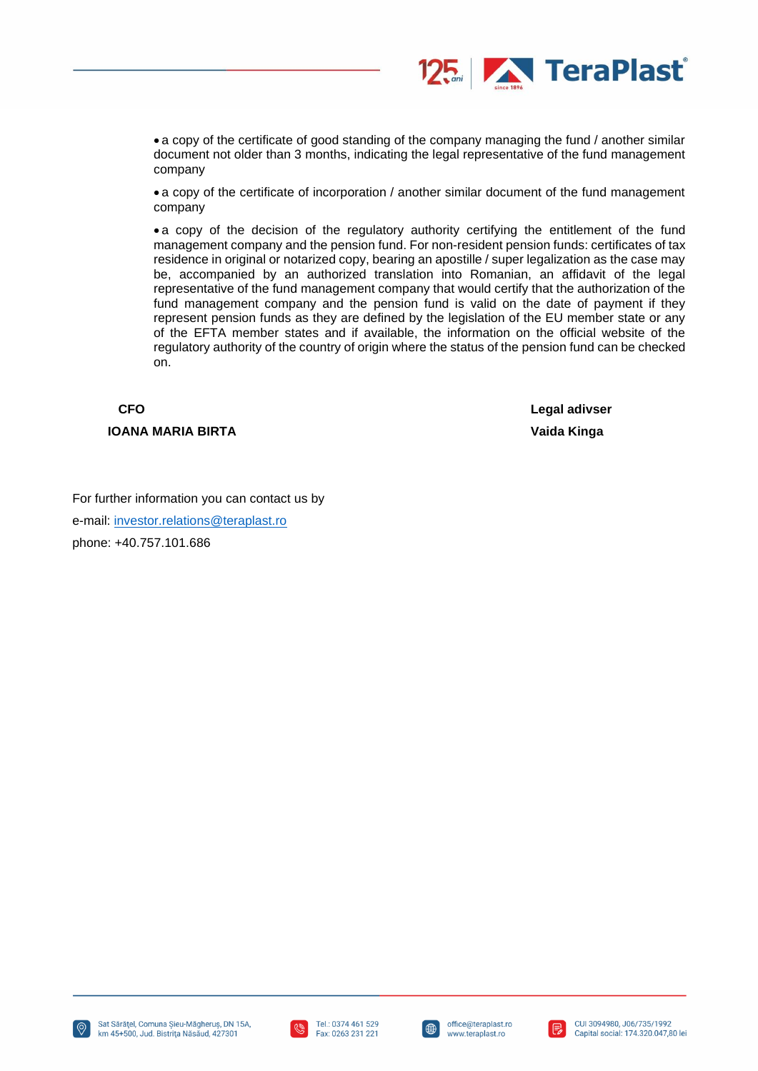- a copy of the certificate of good standing of the company managing the fund / another similar document not older than 3 months, indicating the legal representative of the fund management company

- a copy of the certificate of incorporation / another similar document of the fund management company

- a copy of the decision of the regulatory authority certifying the entitlement of the fund management company and the pension fund. For non-resident pension funds: certificates of tax residence in original or notarized copy, bearing an apostille / super legalization as the case may be, accompanied by an authorized translation into Romanian, an affidavit of the legal representative of the fund management company that would certify that the authorization of the fund management company and the pension fund is valid on the date of payment if they represent pension funds as they are defined by the legislation of the EU member state or any of the EFTA member states and if available, the information on the official website of the regulatory authority of the country of origin where the status of the pension fund can be checked on.

**CFO**

**IOANA MARIA BIRTA**

**Legal adivser**

**Vaida Kinga**

For further information you can contact us by

e-mail: investor.relations@teraplast.ro

phone: +40.757.101.686